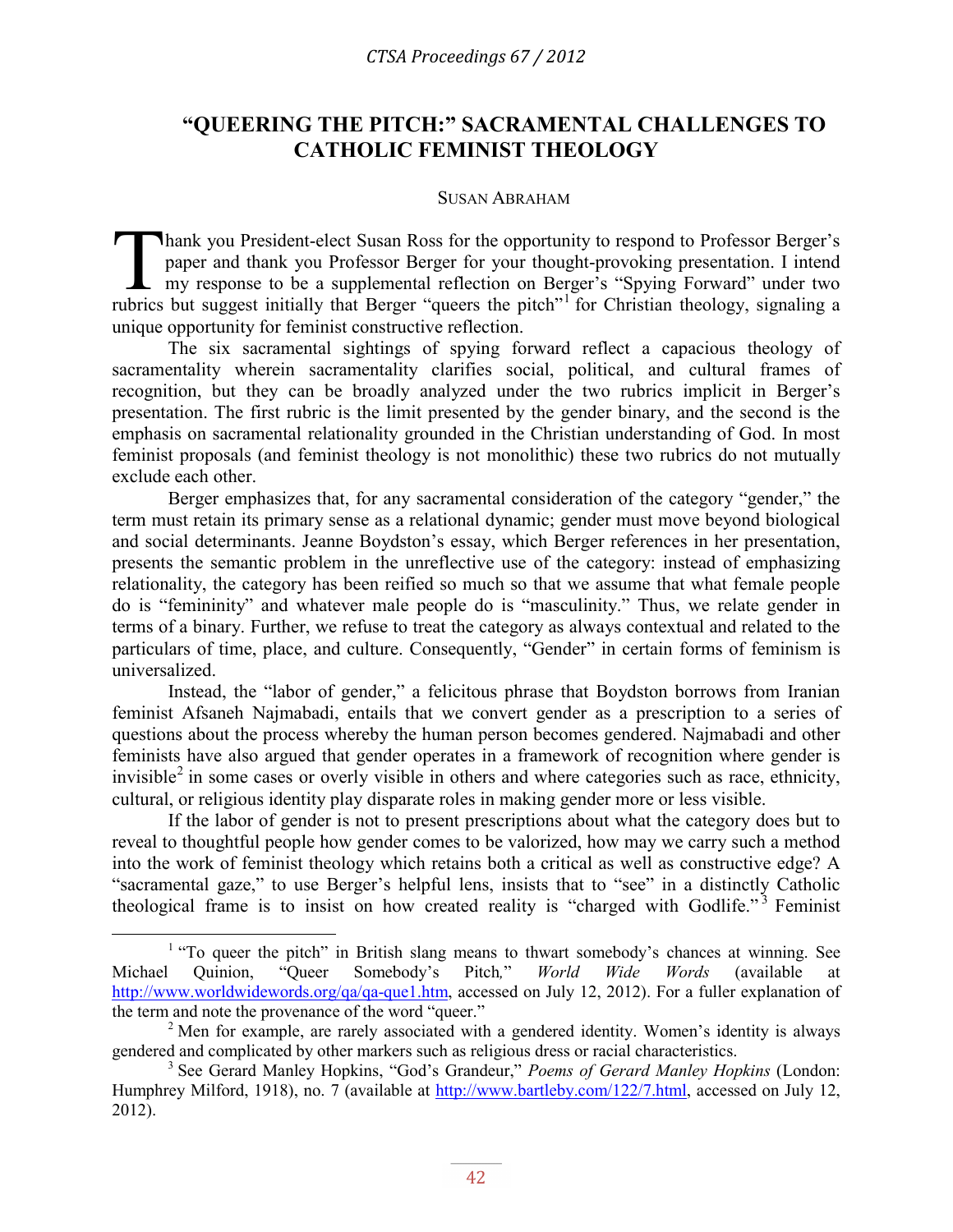# "QUEERING THE PITCH:" SACRAMENTAL CHALLENGES TO CATHOLIC FEMINIST THEOLOGY

SUSAN ABRAHAM

Thank you President-elect Susan Ross for the opportunity to respond to Professor Berger's paper and thank you Professor Berger for your thought-provoking presentation. I intend my response to be a supplemental reflection on Berger's "Spying Forward" under two rubrics but suggest initially that Berger "queers the pitch"[1] for Christian theology, signaling a unique opportunity for feminist constructive reflection.

The six sacramental sightings of spying forward reflect a capacious theology of sacramentality wherein sacramentality clarifies social, political, and cultural frames of recognition, but they can be broadly analyzed under the two rubrics implicit in Berger's presentation. The first rubric is the limit presented by the gender binary, and the second is the emphasis on sacramental relationality grounded in the Christian understanding of God. In most feminist proposals (and feminist theology is not monolithic) these two rubrics do not mutually exclude each other.

Berger emphasizes that, for any sacramental consideration of the category "gender," the term must retain its primary sense as a relational dynamic; gender must move beyond biological and social determinants. Jeanne Boydston's essay, which Berger references in her presentation, presents the semantic problem in the unreflective use of the category: instead of emphasizing relationality, the category has been reified so much so that we assume that what female people do is "femininity" and whatever male people do is "masculinity." Thus, we relate gender in terms of a binary. Further, we refuse to treat the category as always contextual and related to the particulars of time, place, and culture. Consequently, "Gender" in certain forms of feminism is universalized.

Instead, the "labor of gender," a felicitous phrase that Boydston borrows from Iranian feminist Afsaneh Najmabadi, entails that we convert gender as a prescription to a series of questions about the process whereby the human person becomes gendered. Najmabadi and other feminists have also argued that gender operates in a framework of recognition where gender is invisible[2] in some cases or overly visible in others and where categories such as race, ethnicity, cultural, or religious identity play disparate roles in making gender more or less visible.

If the labor of gender is not to present prescriptions about what the category does but to reveal to thoughtful people how gender comes to be valorized, how may we carry such a method into the work of feminist theology which retains both a critical as well as constructive edge? A "sacramental gaze," to use Berger's helpful lens, insists that to "see" in a distinctly Catholic theological frame is to insist on how created reality is "charged with Godlife."[3] Feminist

---

[1] "To queer the pitch" in British slang means to thwart somebody's chances at winning. See Michael Quinion, "Queer Somebody's Pitch," *World Wide Words* (available at http://www.worldwidewords.org/qa/qa-que1.htm, accessed on July 12, 2012). For a fuller explanation of the term and note the provenance of the word "queer."

[2] Men for example, are rarely associated with a gendered identity. Women's identity is always gendered and complicated by other markers such as religious dress or racial characteristics.

[3] See Gerard Manley Hopkins, "God's Grandeur," *Poems of Gerard Manley Hopkins* (London: Humphrey Milford, 1918), no. 7 (available at http://www.bartleby.com/122/7.html, accessed on July 12, 2012).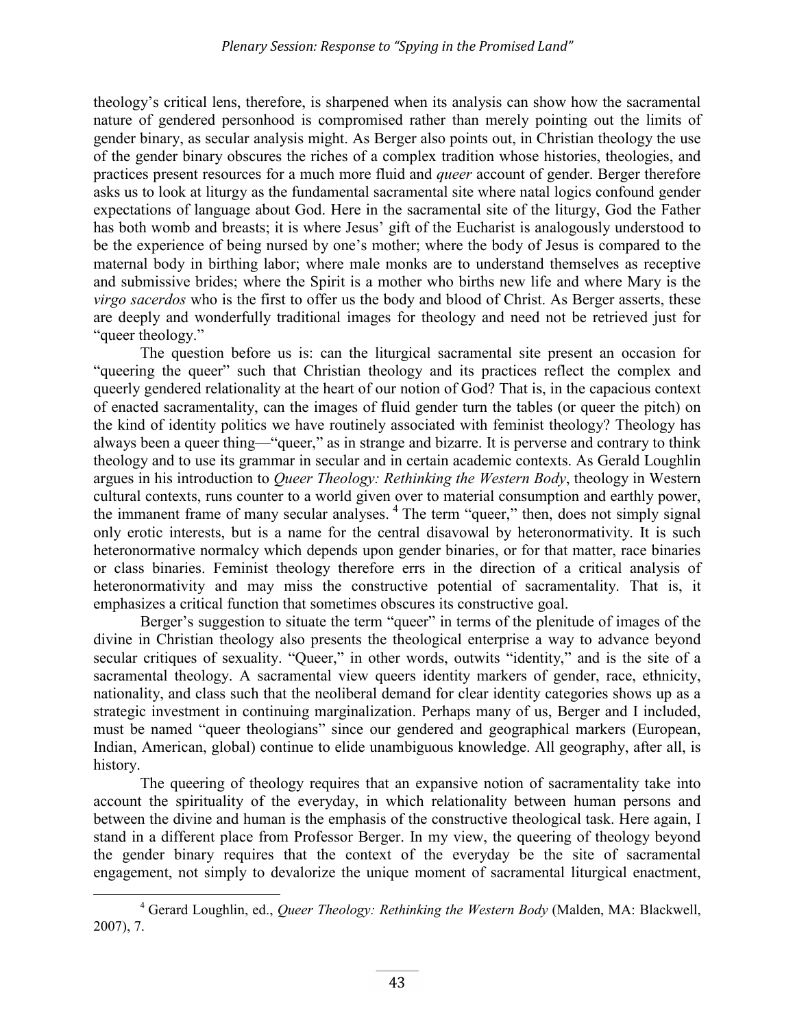theology's critical lens, therefore, is sharpened when its analysis can show how the sacramental nature of gendered personhood is compromised rather than merely pointing out the limits of gender binary, as secular analysis might. As Berger also points out, in Christian theology the use of the gender binary obscures the riches of a complex tradition whose histories, theologies, and practices present resources for a much more fluid and *queer* account of gender. Berger therefore asks us to look at liturgy as the fundamental sacramental site where natal logics confound gender expectations of language about God. Here in the sacramental site of the liturgy, God the Father has both womb and breasts; it is where Jesus' gift of the Eucharist is analogously understood to be the experience of being nursed by one's mother; where the body of Jesus is compared to the maternal body in birthing labor; where male monks are to understand themselves as receptive and submissive brides; where the Spirit is a mother who births new life and where Mary is the *virgo sacerdos* who is the first to offer us the body and blood of Christ. As Berger asserts, these are deeply and wonderfully traditional images for theology and need not be retrieved just for "queer theology."

The question before us is: can the liturgical sacramental site present an occasion for "queering the queer" such that Christian theology and its practices reflect the complex and queerly gendered relationality at the heart of our notion of God? That is, in the capacious context of enacted sacramentality, can the images of fluid gender turn the tables (or queer the pitch) on the kind of identity politics we have routinely associated with feminist theology? Theology has always been a queer thing—"queer," as in strange and bizarre. It is perverse and contrary to think theology and to use its grammar in secular and in certain academic contexts. As Gerald Loughlin argues in his introduction to *Queer Theology: Rethinking the Western Body*, theology in Western cultural contexts, runs counter to a world given over to material consumption and earthly power, the immanent frame of many secular analyses.[4] The term "queer," then, does not simply signal only erotic interests, but is a name for the central disavowal by heteronormativity. It is such heteronormative normalcy which depends upon gender binaries, or for that matter, race binaries or class binaries. Feminist theology therefore errs in the direction of a critical analysis of heteronormativity and may miss the constructive potential of sacramentality. That is, it emphasizes a critical function that sometimes obscures its constructive goal.

Berger's suggestion to situate the term "queer" in terms of the plenitude of images of the divine in Christian theology also presents the theological enterprise a way to advance beyond secular critiques of sexuality. "Queer," in other words, outwits "identity," and is the site of a sacramental theology. A sacramental view queers identity markers of gender, race, ethnicity, nationality, and class such that the neoliberal demand for clear identity categories shows up as a strategic investment in continuing marginalization. Perhaps many of us, Berger and I included, must be named "queer theologians" since our gendered and geographical markers (European, Indian, American, global) continue to elide unambiguous knowledge. All geography, after all, is history.

The queering of theology requires that an expansive notion of sacramentality take into account the spirituality of the everyday, in which relationality between human persons and between the divine and human is the emphasis of the constructive theological task. Here again, I stand in a different place from Professor Berger. In my view, the queering of theology beyond the gender binary requires that the context of the everyday be the site of sacramental engagement, not simply to devalorize the unique moment of sacramental liturgical enactment,

[4] Gerald Loughlin, ed., *Queer Theology: Rethinking the Western Body* (Malden, MA: Blackwell, 2007), 7.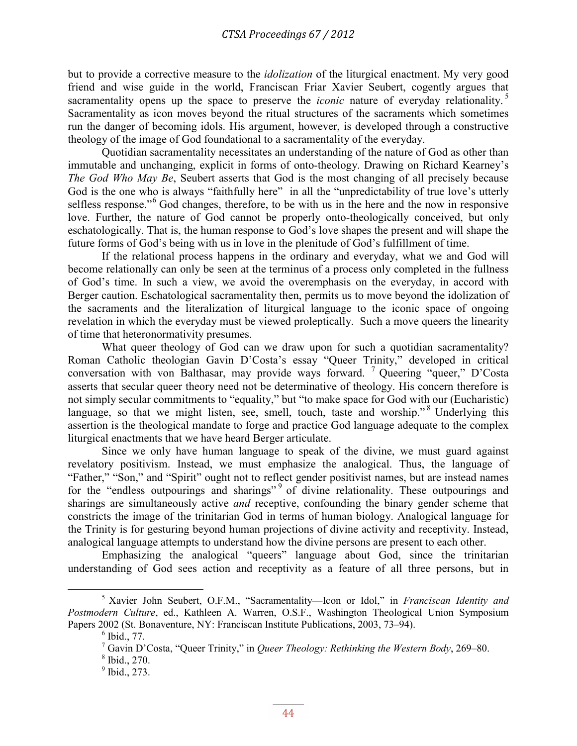but to provide a corrective measure to the *idolization* of the liturgical enactment. My very good friend and wise guide in the world, Franciscan Friar Xavier Seubert, cogently argues that sacramentality opens up the space to preserve the *iconic* nature of everyday relationality.[5] Sacramentality as icon moves beyond the ritual structures of the sacraments which sometimes run the danger of becoming idols. His argument, however, is developed through a constructive theology of the image of God foundational to a sacramentality of the everyday.

Quotidian sacramentality necessitates an understanding of the nature of God as other than immutable and unchanging, explicit in forms of onto-theology. Drawing on Richard Kearney's *The God Who May Be*, Seubert asserts that God is the most changing of all precisely because God is the one who is always "faithfully here" in all the "unpredictability of true love's utterly selfless response."[6] God changes, therefore, to be with us in the here and the now in responsive love. Further, the nature of God cannot be properly onto-theologically conceived, but only eschatologically. That is, the human response to God's love shapes the present and will shape the future forms of God's being with us in love in the plenitude of God's fulfillment of time.

If the relational process happens in the ordinary and everyday, what we and God will become relationally can only be seen at the terminus of a process only completed in the fullness of God's time. In such a view, we avoid the overemphasis on the everyday, in accord with Berger caution. Eschatological sacramentality then, permits us to move beyond the idolization of the sacraments and the literalization of liturgical language to the iconic space of ongoing revelation in which the everyday must be viewed proleptically. Such a move queers the linearity of time that heteronormativity presumes.

What queer theology of God can we draw upon for such a quotidian sacramentality? Roman Catholic theologian Gavin D'Costa's essay "Queer Trinity," developed in critical conversation with von Balthasar, may provide ways forward.[7] Queering "queer," D'Costa asserts that secular queer theory need not be determinative of theology. His concern therefore is not simply secular commitments to "equality," but "to make space for God with our (Eucharistic) language, so that we might listen, see, smell, touch, taste and worship."[8] Underlying this assertion is the theological mandate to forge and practice God language adequate to the complex liturgical enactments that we have heard Berger articulate.

Since we only have human language to speak of the divine, we must guard against revelatory positivism. Instead, we must emphasize the analogical. Thus, the language of "Father," "Son," and "Spirit" ought not to reflect gender positivist names, but are instead names for the "endless outpourings and sharings"[9] of divine relationality. These outpourings and sharings are simultaneously active *and* receptive, confounding the binary gender scheme that constricts the image of the trinitarian God in terms of human biology. Analogical language for the Trinity is for gesturing beyond human projections of divine activity and receptivity. Instead, analogical language attempts to understand how the divine persons are present to each other.

Emphasizing the analogical "queers" language about God, since the trinitarian understanding of God sees action and receptivity as a feature of all three persons, but in

[5] Xavier John Seubert, O.F.M., "Sacramentality—Icon or Idol," in *Franciscan Identity and Postmodern Culture*, ed., Kathleen A. Warren, O.S.F., Washington Theological Union Symposium Papers 2002 (St. Bonaventure, NY: Franciscan Institute Publications, 2003, 73–94).

[6] Ibid., 77.

[7] Gavin D'Costa, "Queer Trinity," in *Queer Theology: Rethinking the Western Body*, 269–80.

[8] Ibid., 270.

[9] Ibid., 273.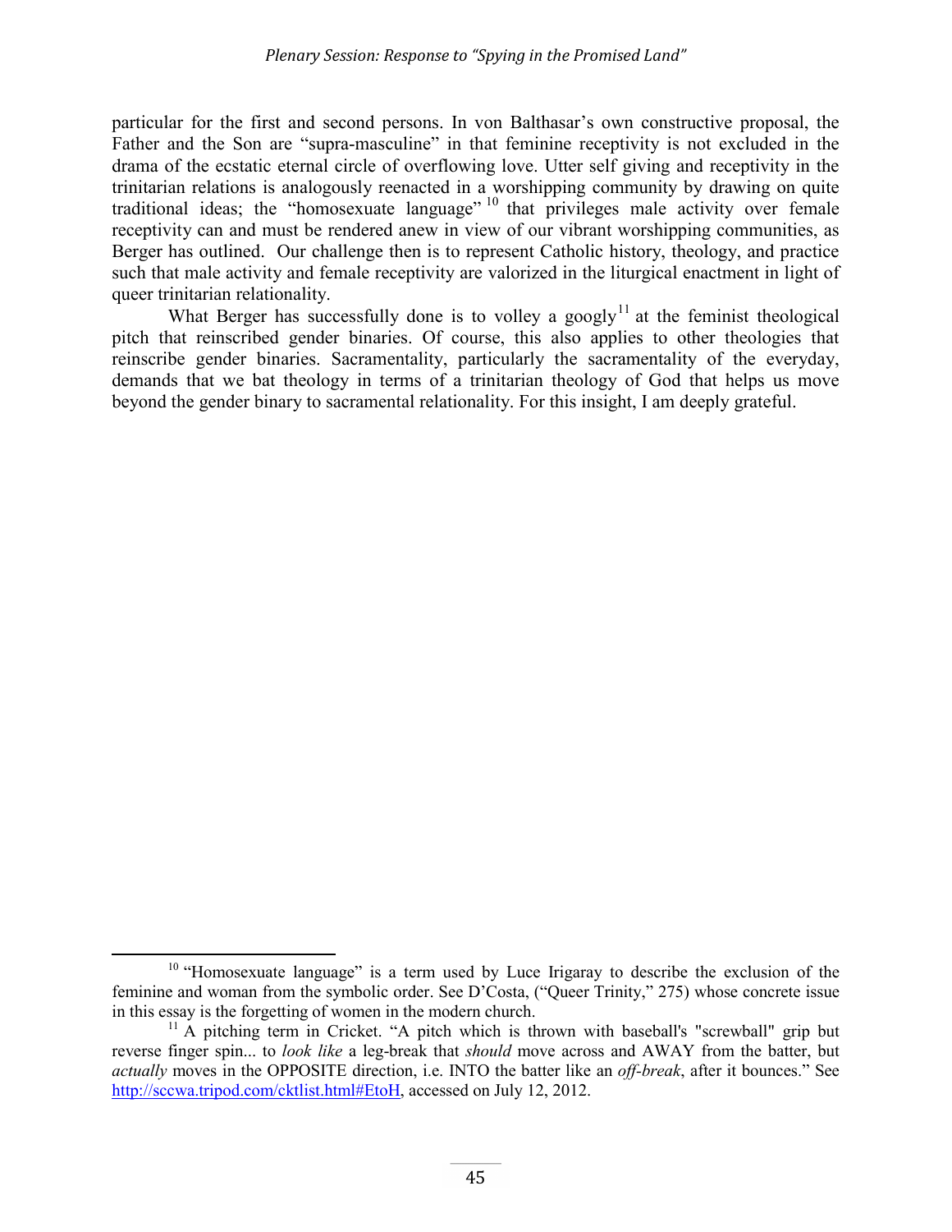particular for the first and second persons. In von Balthasar's own constructive proposal, the Father and the Son are "supra-masculine" in that feminine receptivity is not excluded in the drama of the ecstatic eternal circle of overflowing love. Utter self giving and receptivity in the trinitarian relations is analogously reenacted in a worshipping community by drawing on quite traditional ideas; the "homosexuate language"[10] that privileges male activity over female receptivity can and must be rendered anew in view of our vibrant worshipping communities, as Berger has outlined. Our challenge then is to represent Catholic history, theology, and practice such that male activity and female receptivity are valorized in the liturgical enactment in light of queer trinitarian relationality.

What Berger has successfully done is to volley a googly[11] at the feminist theological pitch that reinscribed gender binaries. Of course, this also applies to other theologies that reinscribe gender binaries. Sacramentality, particularly the sacramentality of the everyday, demands that we bat theology in terms of a trinitarian theology of God that helps us move beyond the gender binary to sacramental relationality. For this insight, I am deeply grateful.

---

[10] "Homosexuate language" is a term used by Luce Irigaray to describe the exclusion of the feminine and woman from the symbolic order. See D'Costa, ("Queer Trinity," 275) whose concrete issue in this essay is the forgetting of women in the modern church.

[11] A pitching term in Cricket. "A pitch which is thrown with baseball's "screwball" grip but reverse finger spin... to *look like* a leg-break that *should* move across and AWAY from the batter, but *actually* moves in the OPPOSITE direction, i.e. INTO the batter like an *off-break*, after it bounces." See http://sccwa.tripod.com/cktlist.html#EtoH, accessed on July 12, 2012.